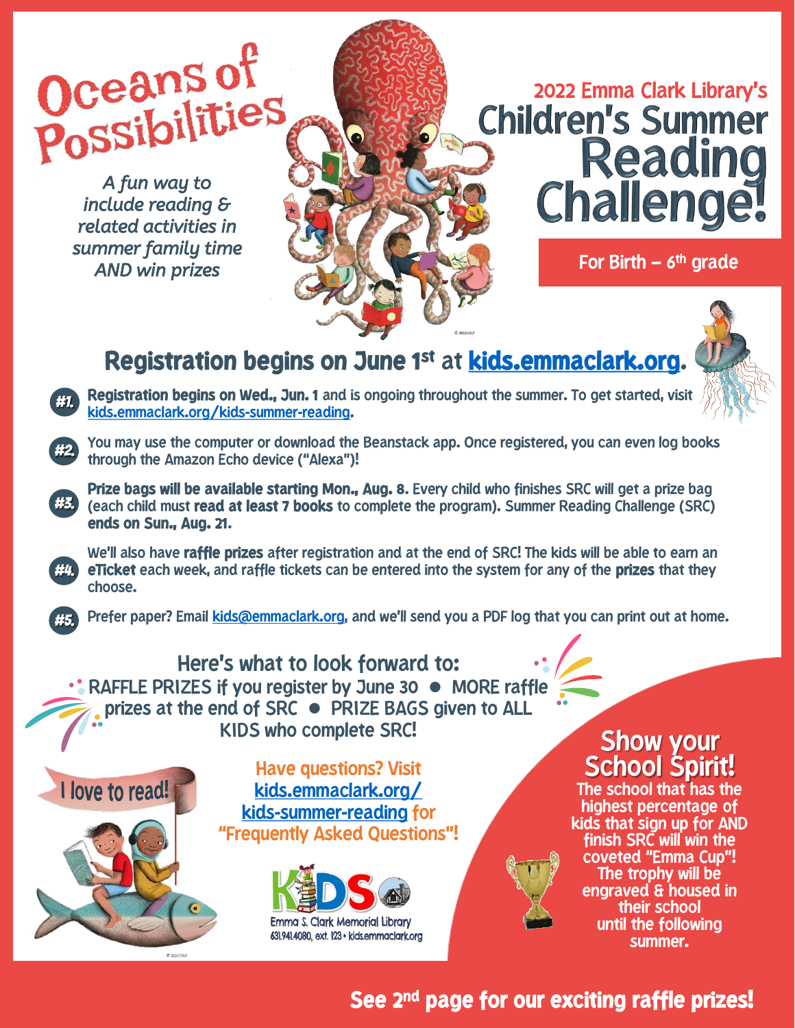# Oceans of Possibilities

*A fun way to include reading & related activities in summer family time AND win prizes*

## 2022 Emma Clark Library's Children's Summer Reading Challenge!

**For Birth – 6th grade**

## Registration begins on June 1st at kids.emmaclark.org.

**#1.** **Registration begins on Wed., Jun. 1** and is ongoing throughout the summer. To get started, visit kids.emmaclark.org/kids-summer-reading.

**#2.** You may use the computer or download the Beanstack app. Once registered, you can even log books through the Amazon Echo device ("Alexa")!

**#3.** **Prize bags will be available starting Mon., Aug. 8.** Every child who finishes SRC will get a prize bag (each child must **read at least 7 books** to complete the program). Summer Reading Challenge (SRC) **ends on Sun., Aug. 21.**

**#4.** We'll also have **raffle prizes** after registration and at the end of SRC! The kids will be able to earn an **eTicket** each week, and raffle tickets can be entered into the system for any of the **prizes** that they choose.

**#5.** Prefer paper? Email kids@emmaclark.org, and we'll send you a PDF log that you can print out at home.

### Here's what to look forward to:

RAFFLE PRIZES if you register by June 30 ● MORE raffle prizes at the end of SRC ● PRIZE BAGS given to ALL KIDS who complete SRC!

I love to read!

Have questions? Visit kids.emmaclark.org/kids-summer-reading for "Frequently Asked Questions"!

KIDS
Emma S. Clark Memorial Library
631.941.4080, ext. 123 • kids.emmaclark.org

### Show your School Spirit!

The school that has the highest percentage of kids that sign up for AND finish SRC will win the coveted "Emma Cup"! The trophy will be engraved & housed in their school until the following summer.

**See 2nd page for our exciting raffle prizes!**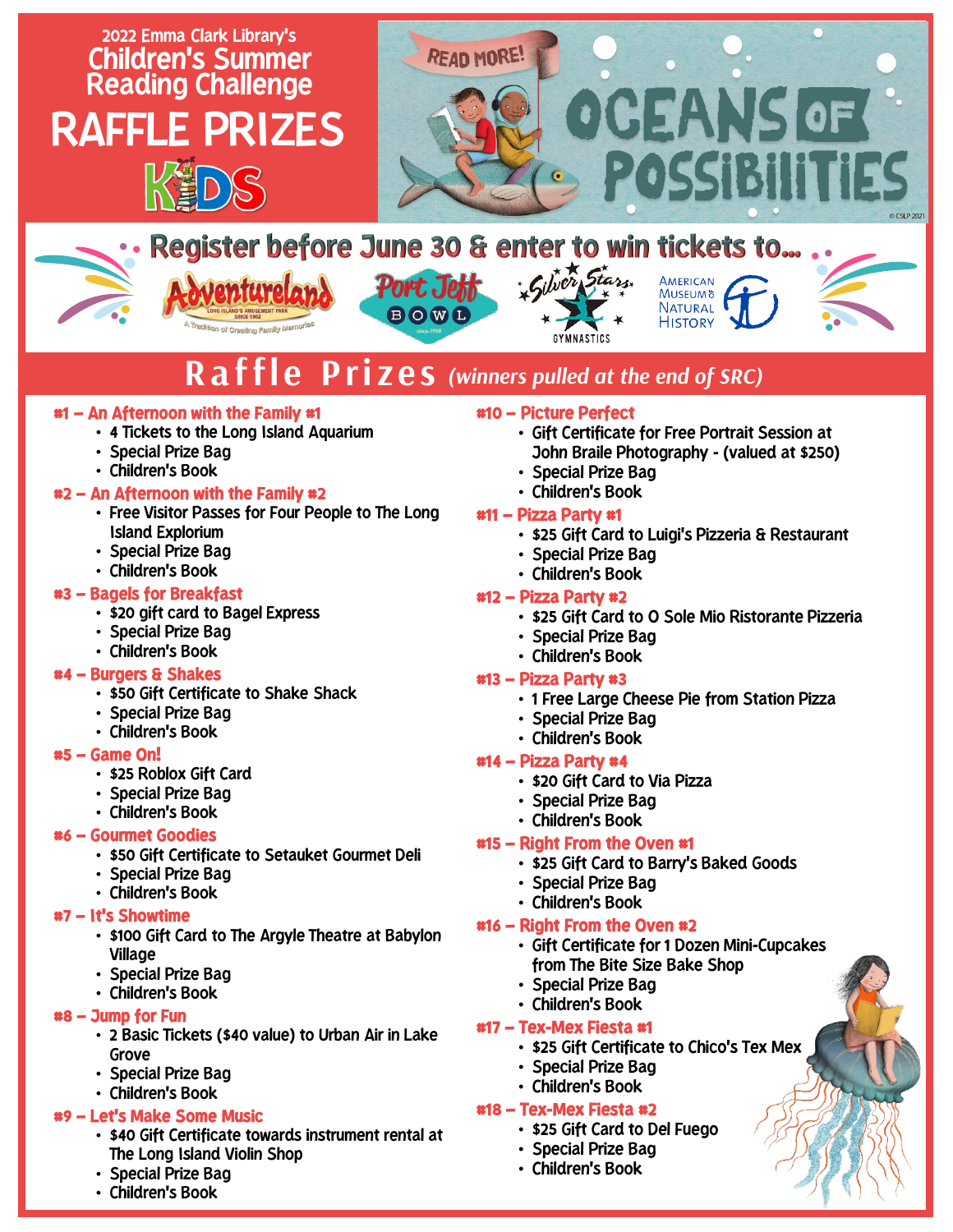2022 Emma Clark Library's

# Children's Summer Reading Challenge

# RAFFLE PRIZES

KIDS

READ MORE!

OCEANS OF POSSIBILITIES

© CSLP 2021

## Register before June 30 & enter to win tickets to...

Adventureland — Long Island's Amusement Park Since 1962 — A Tradition of Creating Family Memories

Port Jeff Bowl — since 1960

Silver Stars Gymnastics

American Museum of Natural History

## Raffle Prizes *(winners pulled at the end of SRC)*

**#1 – An Afternoon with the Family #1**
- 4 Tickets to the Long Island Aquarium
- Special Prize Bag
- Children's Book

**#2 – An Afternoon with the Family #2**
- Free Visitor Passes for Four People to The Long Island Explorium
- Special Prize Bag
- Children's Book

**#3 – Bagels for Breakfast**
- $20 gift card to Bagel Express
- Special Prize Bag
- Children's Book

**#4 – Burgers & Shakes**
- $50 Gift Certificate to Shake Shack
- Special Prize Bag
- Children's Book

**#5 – Game On!**
- $25 Roblox Gift Card
- Special Prize Bag
- Children's Book

**#6 – Gourmet Goodies**
- $50 Gift Certificate to Setauket Gourmet Deli
- Special Prize Bag
- Children's Book

**#7 – It's Showtime**
- $100 Gift Card to The Argyle Theatre at Babylon Village
- Special Prize Bag
- Children's Book

**#8 – Jump for Fun**
- 2 Basic Tickets ($40 value) to Urban Air in Lake Grove
- Special Prize Bag
- Children's Book

**#9 – Let's Make Some Music**
- $40 Gift Certificate towards instrument rental at The Long Island Violin Shop
- Special Prize Bag
- Children's Book

**#10 – Picture Perfect**
- Gift Certificate for Free Portrait Session at John Braile Photography - (valued at $250)
- Special Prize Bag
- Children's Book

**#11 – Pizza Party #1**
- $25 Gift Card to Luigi's Pizzeria & Restaurant
- Special Prize Bag
- Children's Book

**#12 – Pizza Party #2**
- $25 Gift Card to O Sole Mio Ristorante Pizzeria
- Special Prize Bag
- Children's Book

**#13 – Pizza Party #3**
- 1 Free Large Cheese Pie from Station Pizza
- Special Prize Bag
- Children's Book

**#14 – Pizza Party #4**
- $20 Gift Card to Via Pizza
- Special Prize Bag
- Children's Book

**#15 – Right From the Oven #1**
- $25 Gift Card to Barry's Baked Goods
- Special Prize Bag
- Children's Book

**#16 – Right From the Oven #2**
- Gift Certificate for 1 Dozen Mini-Cupcakes from The Bite Size Bake Shop
- Special Prize Bag
- Children's Book

**#17 – Tex-Mex Fiesta #1**
- $25 Gift Certificate to Chico's Tex Mex
- Special Prize Bag
- Children's Book

**#18 – Tex-Mex Fiesta #2**
- $25 Gift Card to Del Fuego
- Special Prize Bag
- Children's Book